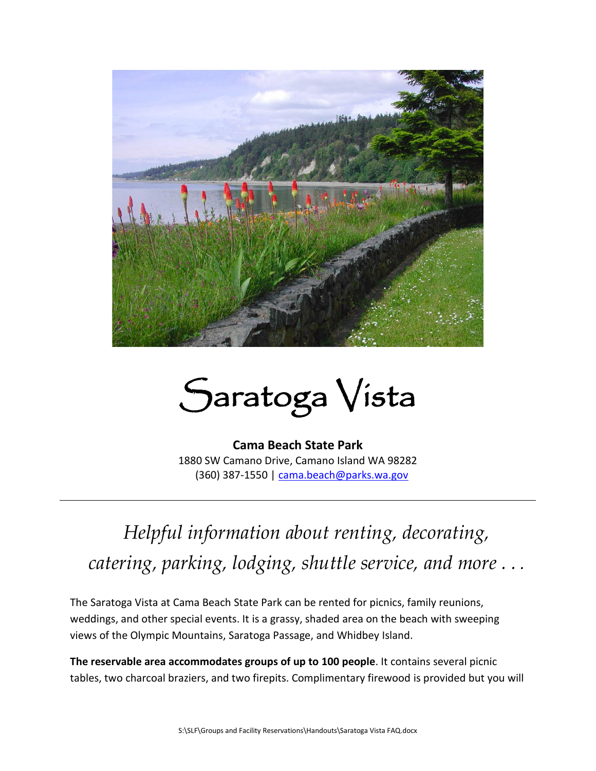# Saratoga Vista

**Cama Beach State Park**
1880 SW Camano Drive, Camano Island WA 98282
(360) 387-1550 | cama.beach@parks.wa.gov

---

*Helpful information about renting, decorating, catering, parking, lodging, shuttle service, and more . . .*

The Saratoga Vista at Cama Beach State Park can be rented for picnics, family reunions, weddings, and other special events. It is a grassy, shaded area on the beach with sweeping views of the Olympic Mountains, Saratoga Passage, and Whidbey Island.

**The reservable area accommodates groups of up to 100 people**. It contains several picnic tables, two charcoal braziers, and two firepits. Complimentary firewood is provided but you will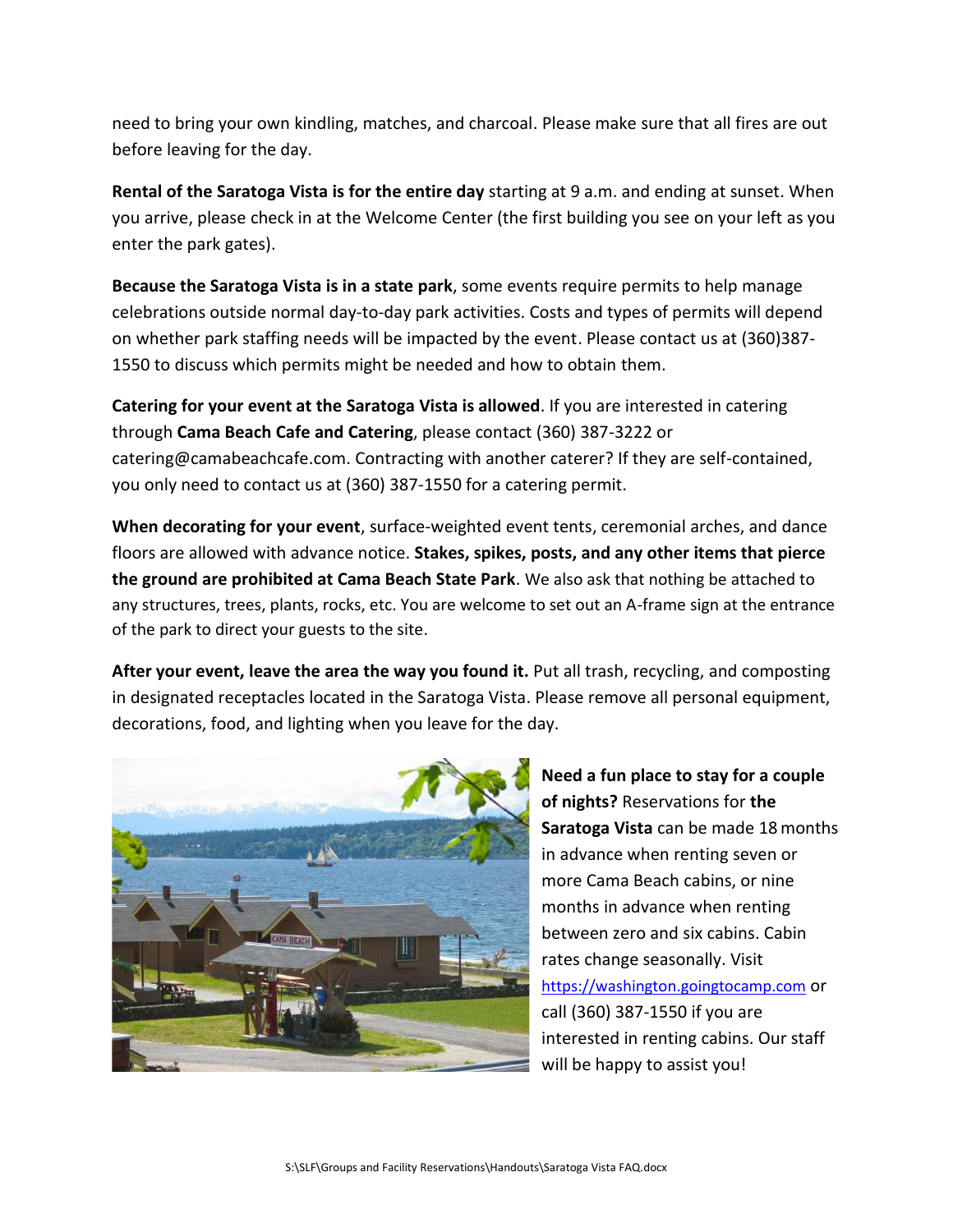need to bring your own kindling, matches, and charcoal. Please make sure that all fires are out before leaving for the day.

**Rental of the Saratoga Vista is for the entire day** starting at 9 a.m. and ending at sunset. When you arrive, please check in at the Welcome Center (the first building you see on your left as you enter the park gates).

**Because the Saratoga Vista is in a state park**, some events require permits to help manage celebrations outside normal day-to-day park activities. Costs and types of permits will depend on whether park staffing needs will be impacted by the event. Please contact us at (360)387-1550 to discuss which permits might be needed and how to obtain them.

**Catering for your event at the Saratoga Vista is allowed**. If you are interested in catering through **Cama Beach Cafe and Catering**, please contact (360) 387-3222 or catering@camabeachcafe.com. Contracting with another caterer? If they are self-contained, you only need to contact us at (360) 387-1550 for a catering permit.

**When decorating for your event**, surface-weighted event tents, ceremonial arches, and dance floors are allowed with advance notice. **Stakes, spikes, posts, and any other items that pierce the ground are prohibited at Cama Beach State Park**. We also ask that nothing be attached to any structures, trees, plants, rocks, etc. You are welcome to set out an A-frame sign at the entrance of the park to direct your guests to the site.

**After your event, leave the area the way you found it.** Put all trash, recycling, and composting in designated receptacles located in the Saratoga Vista. Please remove all personal equipment, decorations, food, and lighting when you leave for the day.

**Need a fun place to stay for a couple of nights?** Reservations for **the Saratoga Vista** can be made 18 months in advance when renting seven or more Cama Beach cabins, or nine months in advance when renting between zero and six cabins. Cabin rates change seasonally. Visit https://washington.goingtocamp.com or call (360) 387-1550 if you are interested in renting cabins. Our staff will be happy to assist you!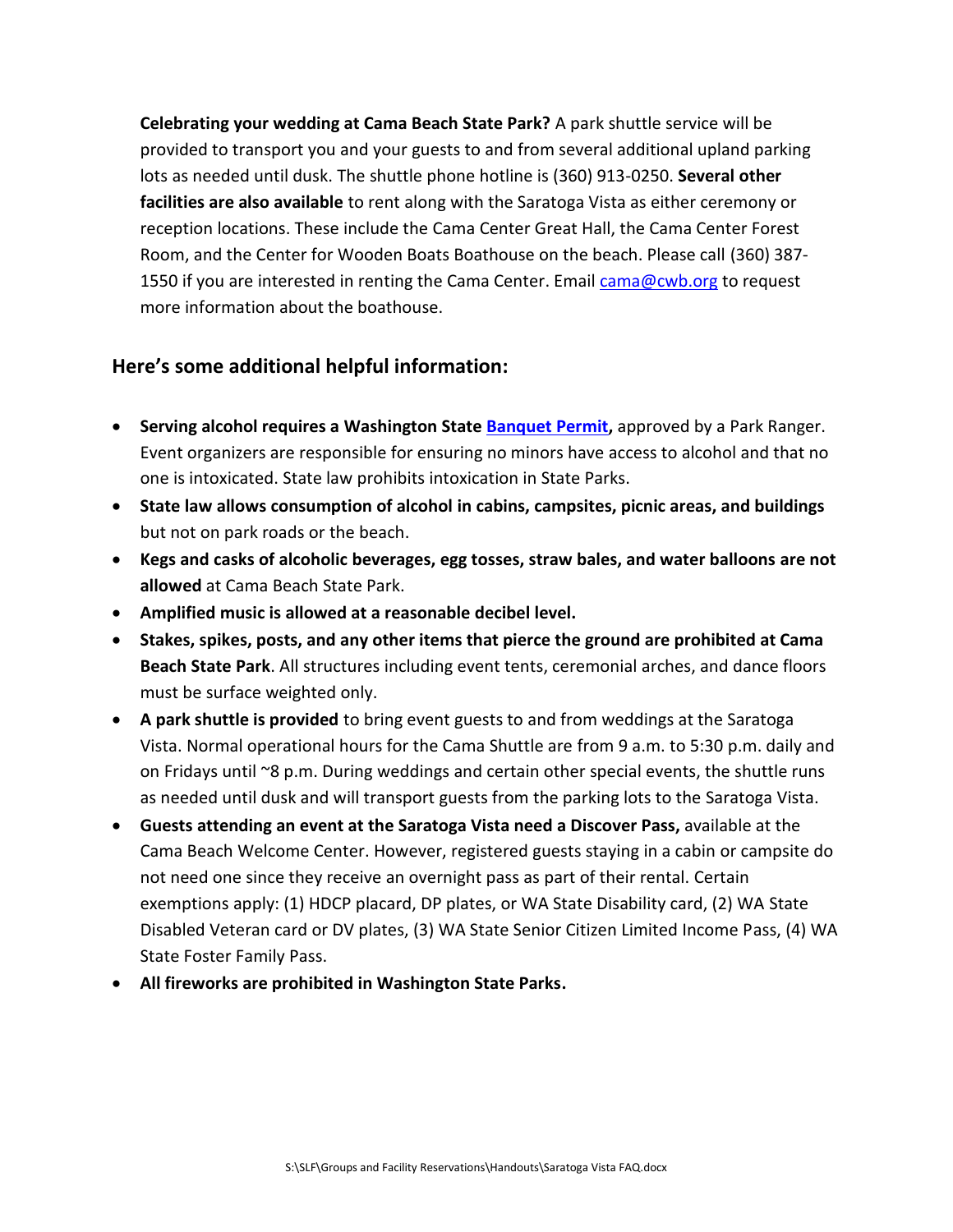**Celebrating your wedding at Cama Beach State Park?** A park shuttle service will be provided to transport you and your guests to and from several additional upland parking lots as needed until dusk. The shuttle phone hotline is (360) 913-0250. **Several other facilities are also available** to rent along with the Saratoga Vista as either ceremony or reception locations. These include the Cama Center Great Hall, the Cama Center Forest Room, and the Center for Wooden Boats Boathouse on the beach. Please call (360) 387-1550 if you are interested in renting the Cama Center. Email cama@cwb.org to request more information about the boathouse.

## Here's some additional helpful information:

- **Serving alcohol requires a Washington State Banquet Permit,** approved by a Park Ranger. Event organizers are responsible for ensuring no minors have access to alcohol and that no one is intoxicated. State law prohibits intoxication in State Parks.
- **State law allows consumption of alcohol in cabins, campsites, picnic areas, and buildings** but not on park roads or the beach.
- **Kegs and casks of alcoholic beverages, egg tosses, straw bales, and water balloons are not allowed** at Cama Beach State Park.
- **Amplified music is allowed at a reasonable decibel level.**
- **Stakes, spikes, posts, and any other items that pierce the ground are prohibited at Cama Beach State Park**. All structures including event tents, ceremonial arches, and dance floors must be surface weighted only.
- **A park shuttle is provided** to bring event guests to and from weddings at the Saratoga Vista. Normal operational hours for the Cama Shuttle are from 9 a.m. to 5:30 p.m. daily and on Fridays until ~8 p.m. During weddings and certain other special events, the shuttle runs as needed until dusk and will transport guests from the parking lots to the Saratoga Vista.
- **Guests attending an event at the Saratoga Vista need a Discover Pass,** available at the Cama Beach Welcome Center. However, registered guests staying in a cabin or campsite do not need one since they receive an overnight pass as part of their rental. Certain exemptions apply: (1) HDCP placard, DP plates, or WA State Disability card, (2) WA State Disabled Veteran card or DV plates, (3) WA State Senior Citizen Limited Income Pass, (4) WA State Foster Family Pass.
- **All fireworks are prohibited in Washington State Parks.**